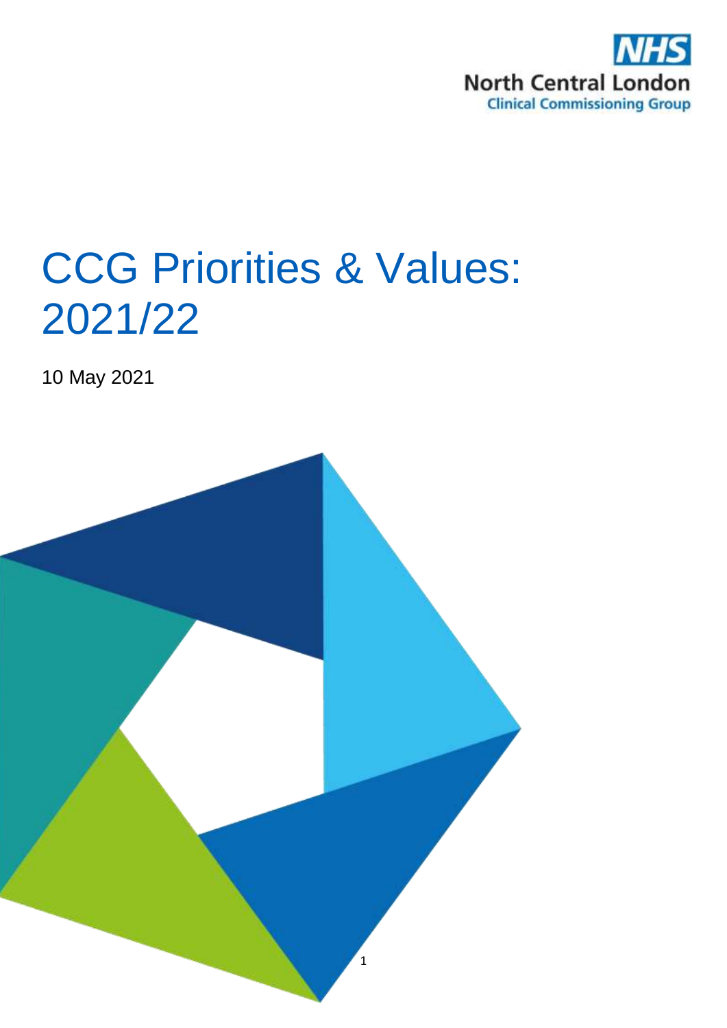NHS North Central London Clinical Commissioning Group

# CCG Priorities & Values: 2021/22

10 May 2021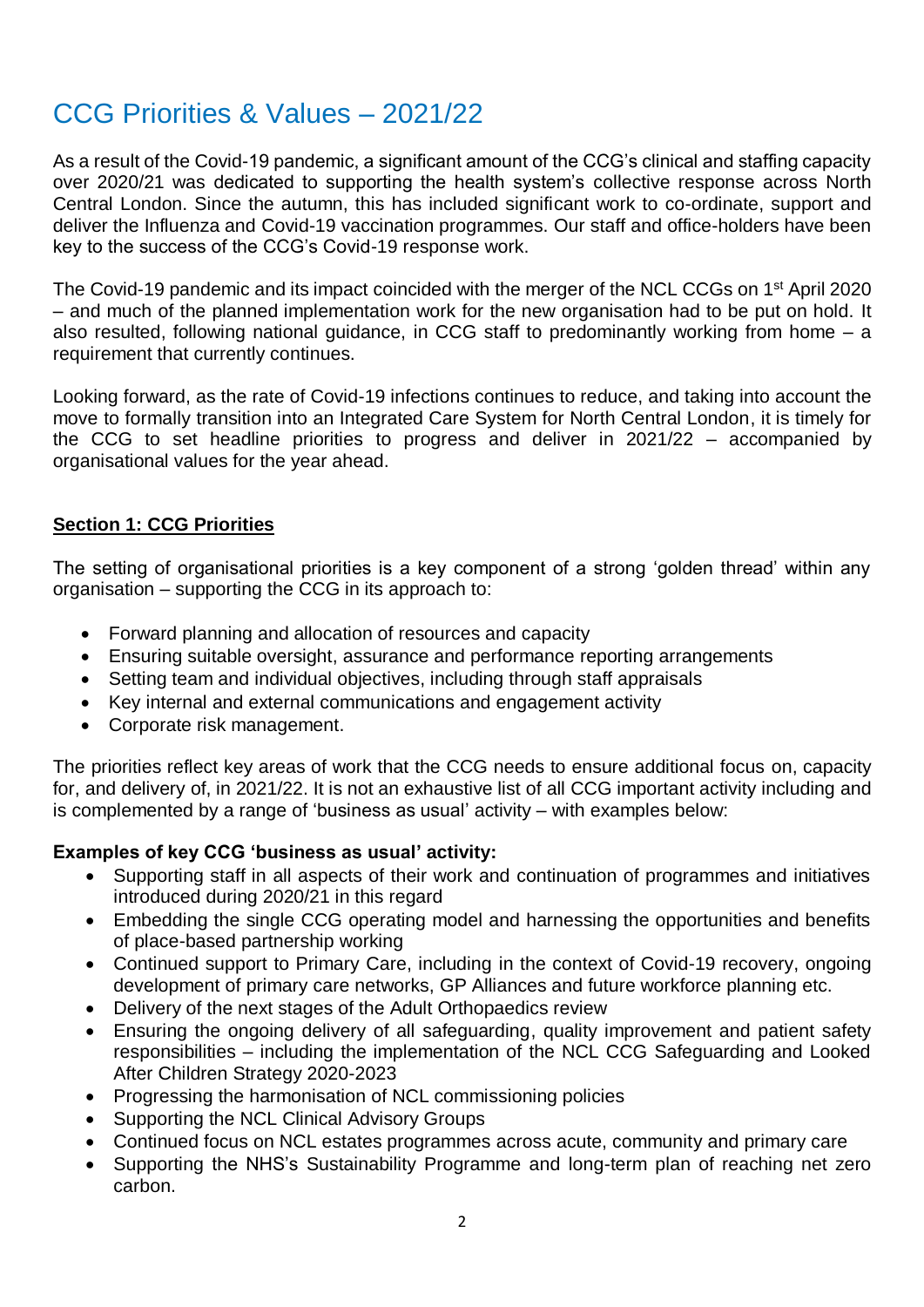# CCG Priorities & Values – 2021/22

As a result of the Covid-19 pandemic, a significant amount of the CCG's clinical and staffing capacity over 2020/21 was dedicated to supporting the health system's collective response across North Central London. Since the autumn, this has included significant work to co-ordinate, support and deliver the Influenza and Covid-19 vaccination programmes. Our staff and office-holders have been key to the success of the CCG's Covid-19 response work.

The Covid-19 pandemic and its impact coincided with the merger of the NCL CCGs on 1st April 2020 – and much of the planned implementation work for the new organisation had to be put on hold. It also resulted, following national guidance, in CCG staff to predominantly working from home – a requirement that currently continues.

Looking forward, as the rate of Covid-19 infections continues to reduce, and taking into account the move to formally transition into an Integrated Care System for North Central London, it is timely for the CCG to set headline priorities to progress and deliver in 2021/22 – accompanied by organisational values for the year ahead.

## Section 1: CCG Priorities

The setting of organisational priorities is a key component of a strong 'golden thread' within any organisation – supporting the CCG in its approach to:

- Forward planning and allocation of resources and capacity
- Ensuring suitable oversight, assurance and performance reporting arrangements
- Setting team and individual objectives, including through staff appraisals
- Key internal and external communications and engagement activity
- Corporate risk management.

The priorities reflect key areas of work that the CCG needs to ensure additional focus on, capacity for, and delivery of, in 2021/22. It is not an exhaustive list of all CCG important activity including and is complemented by a range of 'business as usual' activity – with examples below:

**Examples of key CCG 'business as usual' activity:**

- Supporting staff in all aspects of their work and continuation of programmes and initiatives introduced during 2020/21 in this regard
- Embedding the single CCG operating model and harnessing the opportunities and benefits of place-based partnership working
- Continued support to Primary Care, including in the context of Covid-19 recovery, ongoing development of primary care networks, GP Alliances and future workforce planning etc.
- Delivery of the next stages of the Adult Orthopaedics review
- Ensuring the ongoing delivery of all safeguarding, quality improvement and patient safety responsibilities – including the implementation of the NCL CCG Safeguarding and Looked After Children Strategy 2020-2023
- Progressing the harmonisation of NCL commissioning policies
- Supporting the NCL Clinical Advisory Groups
- Continued focus on NCL estates programmes across acute, community and primary care
- Supporting the NHS's Sustainability Programme and long-term plan of reaching net zero carbon.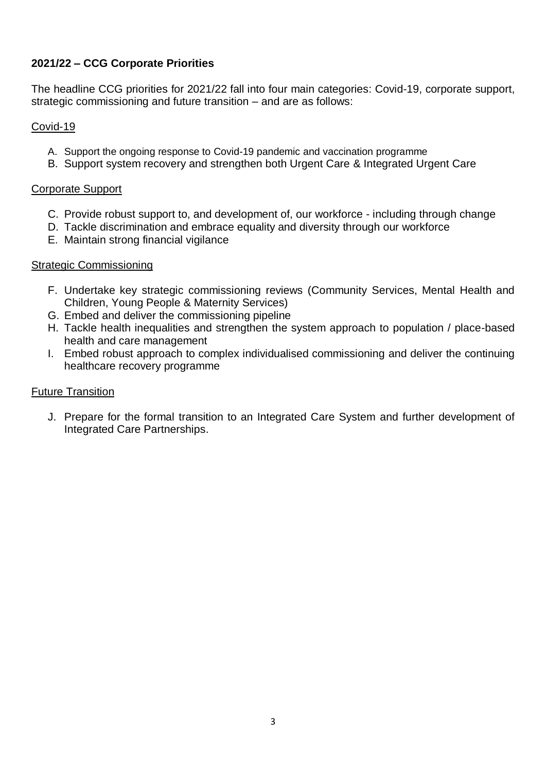**2021/22 – CCG Corporate Priorities**

The headline CCG priorities for 2021/22 fall into four main categories: Covid-19, corporate support, strategic commissioning and future transition – and are as follows:

Covid-19

A. Support the ongoing response to Covid-19 pandemic and vaccination programme
B. Support system recovery and strengthen both Urgent Care & Integrated Urgent Care

Corporate Support

C. Provide robust support to, and development of, our workforce - including through change
D. Tackle discrimination and embrace equality and diversity through our workforce
E. Maintain strong financial vigilance

Strategic Commissioning

F. Undertake key strategic commissioning reviews (Community Services, Mental Health and Children, Young People & Maternity Services)
G. Embed and deliver the commissioning pipeline
H. Tackle health inequalities and strengthen the system approach to population / place-based health and care management
I. Embed robust approach to complex individualised commissioning and deliver the continuing healthcare recovery programme

Future Transition

J. Prepare for the formal transition to an Integrated Care System and further development of Integrated Care Partnerships.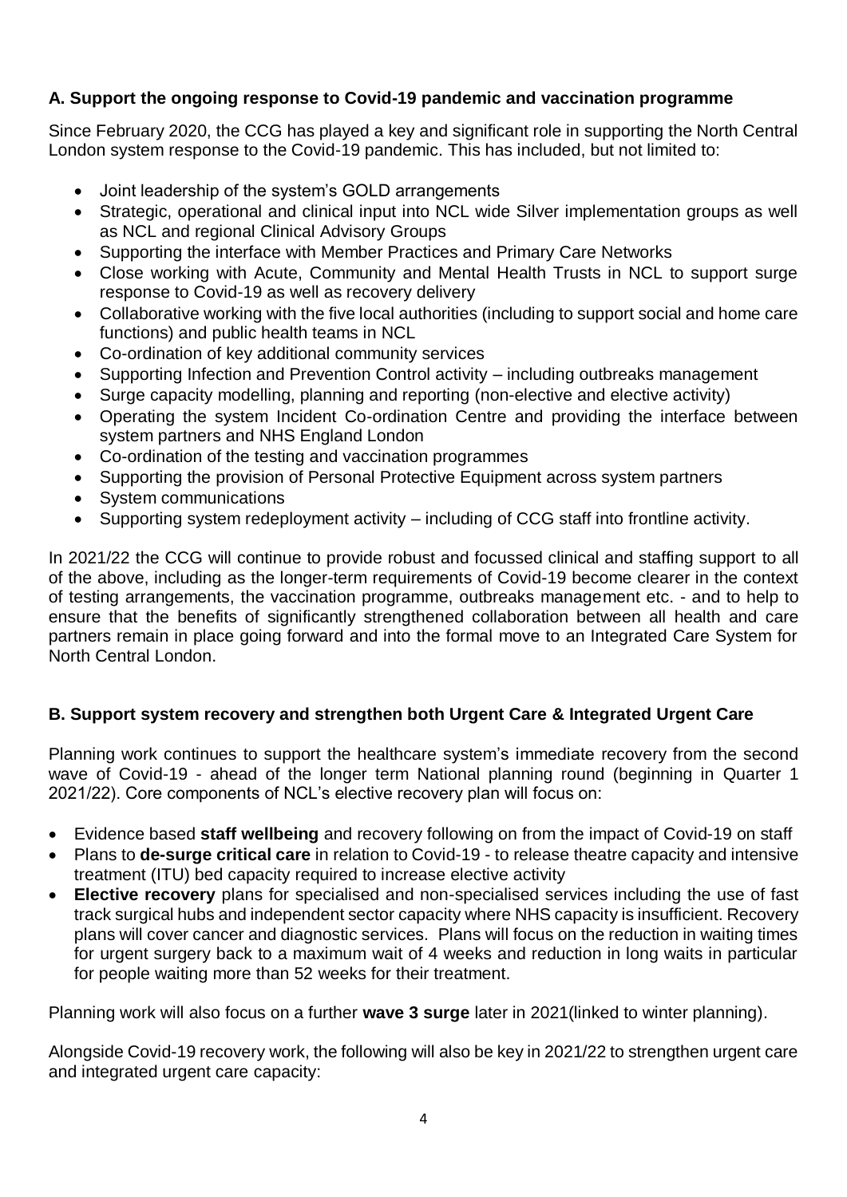### A. Support the ongoing response to Covid-19 pandemic and vaccination programme

Since February 2020, the CCG has played a key and significant role in supporting the North Central London system response to the Covid-19 pandemic. This has included, but not limited to:

- Joint leadership of the system's GOLD arrangements
- Strategic, operational and clinical input into NCL wide Silver implementation groups as well as NCL and regional Clinical Advisory Groups
- Supporting the interface with Member Practices and Primary Care Networks
- Close working with Acute, Community and Mental Health Trusts in NCL to support surge response to Covid-19 as well as recovery delivery
- Collaborative working with the five local authorities (including to support social and home care functions) and public health teams in NCL
- Co-ordination of key additional community services
- Supporting Infection and Prevention Control activity – including outbreaks management
- Surge capacity modelling, planning and reporting (non-elective and elective activity)
- Operating the system Incident Co-ordination Centre and providing the interface between system partners and NHS England London
- Co-ordination of the testing and vaccination programmes
- Supporting the provision of Personal Protective Equipment across system partners
- System communications
- Supporting system redeployment activity – including of CCG staff into frontline activity.

In 2021/22 the CCG will continue to provide robust and focussed clinical and staffing support to all of the above, including as the longer-term requirements of Covid-19 become clearer in the context of testing arrangements, the vaccination programme, outbreaks management etc. - and to help to ensure that the benefits of significantly strengthened collaboration between all health and care partners remain in place going forward and into the formal move to an Integrated Care System for North Central London.

### B. Support system recovery and strengthen both Urgent Care & Integrated Urgent Care

Planning work continues to support the healthcare system's immediate recovery from the second wave of Covid-19 - ahead of the longer term National planning round (beginning in Quarter 1 2021/22). Core components of NCL's elective recovery plan will focus on:

- Evidence based **staff wellbeing** and recovery following on from the impact of Covid-19 on staff
- Plans to **de-surge critical care** in relation to Covid-19 - to release theatre capacity and intensive treatment (ITU) bed capacity required to increase elective activity
- **Elective recovery** plans for specialised and non-specialised services including the use of fast track surgical hubs and independent sector capacity where NHS capacity is insufficient. Recovery plans will cover cancer and diagnostic services. Plans will focus on the reduction in waiting times for urgent surgery back to a maximum wait of 4 weeks and reduction in long waits in particular for people waiting more than 52 weeks for their treatment.

Planning work will also focus on a further **wave 3 surge** later in 2021(linked to winter planning).

Alongside Covid-19 recovery work, the following will also be key in 2021/22 to strengthen urgent care and integrated urgent care capacity: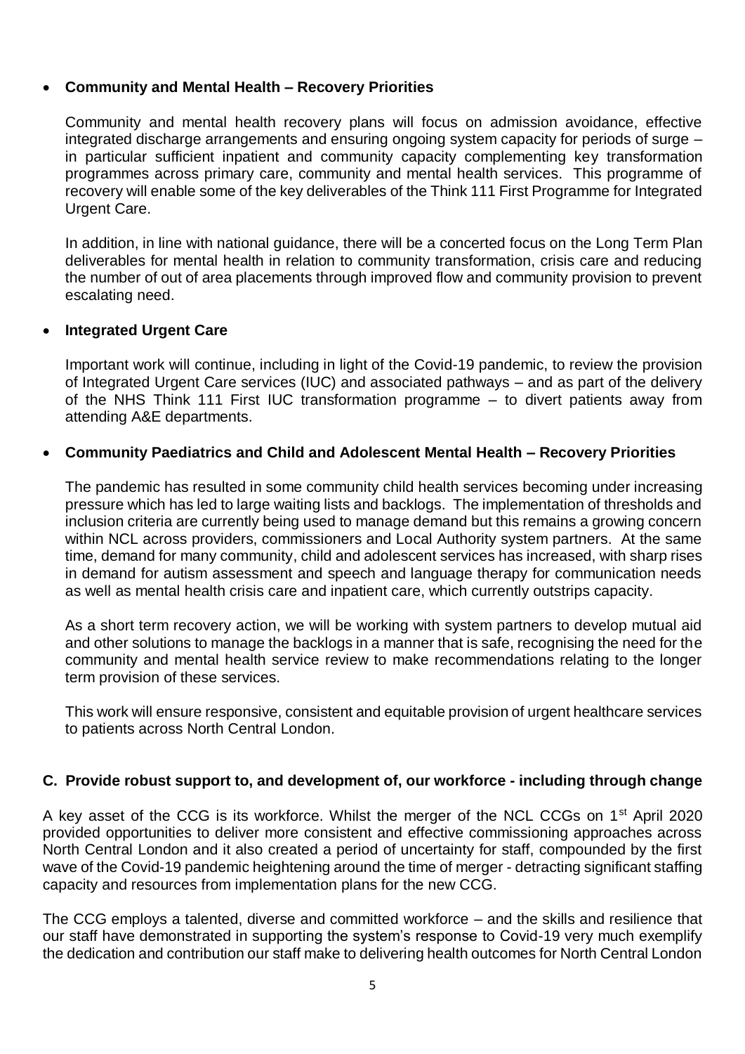- **Community and Mental Health – Recovery Priorities**

  Community and mental health recovery plans will focus on admission avoidance, effective integrated discharge arrangements and ensuring ongoing system capacity for periods of surge – in particular sufficient inpatient and community capacity complementing key transformation programmes across primary care, community and mental health services. This programme of recovery will enable some of the key deliverables of the Think 111 First Programme for Integrated Urgent Care.

  In addition, in line with national guidance, there will be a concerted focus on the Long Term Plan deliverables for mental health in relation to community transformation, crisis care and reducing the number of out of area placements through improved flow and community provision to prevent escalating need.

- **Integrated Urgent Care**

  Important work will continue, including in light of the Covid-19 pandemic, to review the provision of Integrated Urgent Care services (IUC) and associated pathways – and as part of the delivery of the NHS Think 111 First IUC transformation programme – to divert patients away from attending A&E departments.

- **Community Paediatrics and Child and Adolescent Mental Health – Recovery Priorities**

  The pandemic has resulted in some community child health services becoming under increasing pressure which has led to large waiting lists and backlogs. The implementation of thresholds and inclusion criteria are currently being used to manage demand but this remains a growing concern within NCL across providers, commissioners and Local Authority system partners. At the same time, demand for many community, child and adolescent services has increased, with sharp rises in demand for autism assessment and speech and language therapy for communication needs as well as mental health crisis care and inpatient care, which currently outstrips capacity.

  As a short term recovery action, we will be working with system partners to develop mutual aid and other solutions to manage the backlogs in a manner that is safe, recognising the need for the community and mental health service review to make recommendations relating to the longer term provision of these services.

  This work will ensure responsive, consistent and equitable provision of urgent healthcare services to patients across North Central London.

## C. Provide robust support to, and development of, our workforce - including through change

A key asset of the CCG is its workforce. Whilst the merger of the NCL CCGs on 1st April 2020 provided opportunities to deliver more consistent and effective commissioning approaches across North Central London and it also created a period of uncertainty for staff, compounded by the first wave of the Covid-19 pandemic heightening around the time of merger - detracting significant staffing capacity and resources from implementation plans for the new CCG.

The CCG employs a talented, diverse and committed workforce – and the skills and resilience that our staff have demonstrated in supporting the system's response to Covid-19 very much exemplify the dedication and contribution our staff make to delivering health outcomes for North Central London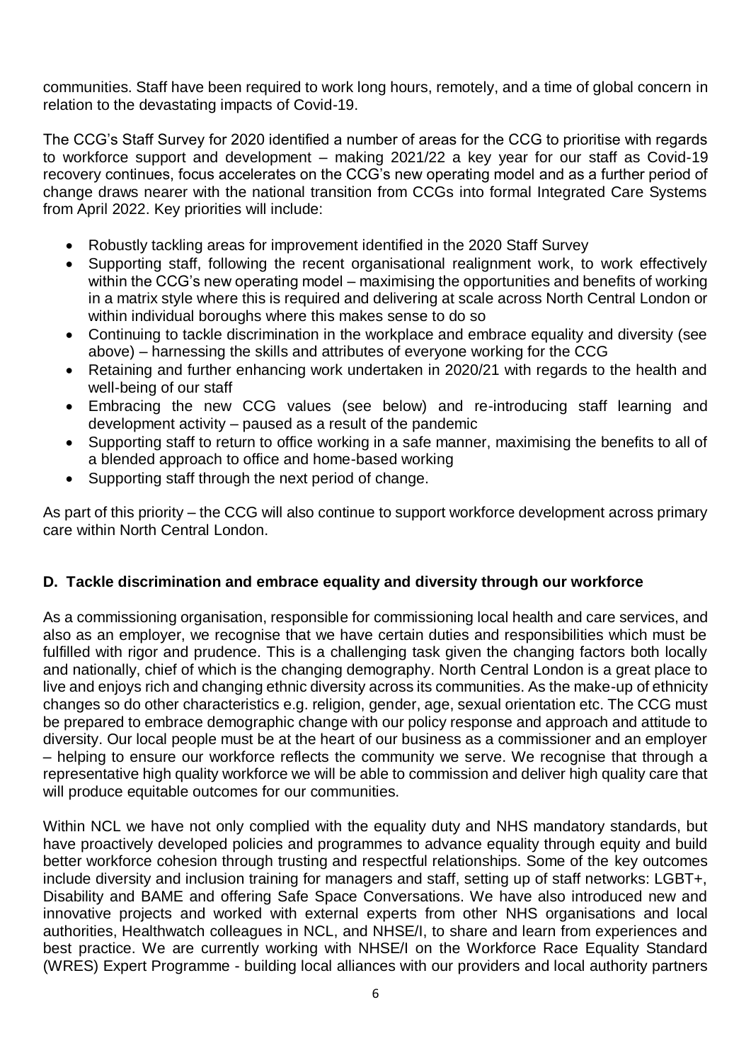communities. Staff have been required to work long hours, remotely, and a time of global concern in relation to the devastating impacts of Covid-19.

The CCG's Staff Survey for 2020 identified a number of areas for the CCG to prioritise with regards to workforce support and development – making 2021/22 a key year for our staff as Covid-19 recovery continues, focus accelerates on the CCG's new operating model and as a further period of change draws nearer with the national transition from CCGs into formal Integrated Care Systems from April 2022. Key priorities will include:

- Robustly tackling areas for improvement identified in the 2020 Staff Survey
- Supporting staff, following the recent organisational realignment work, to work effectively within the CCG's new operating model – maximising the opportunities and benefits of working in a matrix style where this is required and delivering at scale across North Central London or within individual boroughs where this makes sense to do so
- Continuing to tackle discrimination in the workplace and embrace equality and diversity (see above) – harnessing the skills and attributes of everyone working for the CCG
- Retaining and further enhancing work undertaken in 2020/21 with regards to the health and well-being of our staff
- Embracing the new CCG values (see below) and re-introducing staff learning and development activity – paused as a result of the pandemic
- Supporting staff to return to office working in a safe manner, maximising the benefits to all of a blended approach to office and home-based working
- Supporting staff through the next period of change.

As part of this priority – the CCG will also continue to support workforce development across primary care within North Central London.

### D. Tackle discrimination and embrace equality and diversity through our workforce

As a commissioning organisation, responsible for commissioning local health and care services, and also as an employer, we recognise that we have certain duties and responsibilities which must be fulfilled with rigor and prudence. This is a challenging task given the changing factors both locally and nationally, chief of which is the changing demography. North Central London is a great place to live and enjoys rich and changing ethnic diversity across its communities. As the make-up of ethnicity changes so do other characteristics e.g. religion, gender, age, sexual orientation etc. The CCG must be prepared to embrace demographic change with our policy response and approach and attitude to diversity. Our local people must be at the heart of our business as a commissioner and an employer – helping to ensure our workforce reflects the community we serve. We recognise that through a representative high quality workforce we will be able to commission and deliver high quality care that will produce equitable outcomes for our communities.

Within NCL we have not only complied with the equality duty and NHS mandatory standards, but have proactively developed policies and programmes to advance equality through equity and build better workforce cohesion through trusting and respectful relationships. Some of the key outcomes include diversity and inclusion training for managers and staff, setting up of staff networks: LGBT+, Disability and BAME and offering Safe Space Conversations. We have also introduced new and innovative projects and worked with external experts from other NHS organisations and local authorities, Healthwatch colleagues in NCL, and NHSE/I, to share and learn from experiences and best practice. We are currently working with NHSE/I on the Workforce Race Equality Standard (WRES) Expert Programme - building local alliances with our providers and local authority partners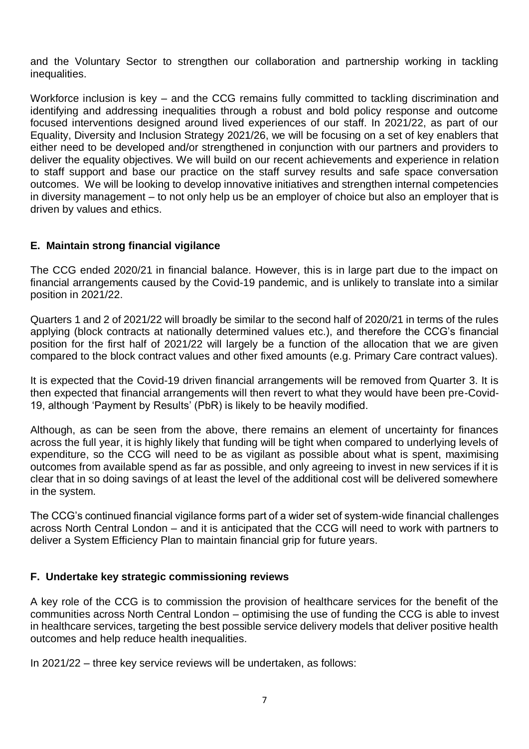and the Voluntary Sector to strengthen our collaboration and partnership working in tackling inequalities.

Workforce inclusion is key – and the CCG remains fully committed to tackling discrimination and identifying and addressing inequalities through a robust and bold policy response and outcome focused interventions designed around lived experiences of our staff. In 2021/22, as part of our Equality, Diversity and Inclusion Strategy 2021/26, we will be focusing on a set of key enablers that either need to be developed and/or strengthened in conjunction with our partners and providers to deliver the equality objectives. We will build on our recent achievements and experience in relation to staff support and base our practice on the staff survey results and safe space conversation outcomes. We will be looking to develop innovative initiatives and strengthen internal competencies in diversity management – to not only help us be an employer of choice but also an employer that is driven by values and ethics.

## E. Maintain strong financial vigilance

The CCG ended 2020/21 in financial balance. However, this is in large part due to the impact on financial arrangements caused by the Covid-19 pandemic, and is unlikely to translate into a similar position in 2021/22.

Quarters 1 and 2 of 2021/22 will broadly be similar to the second half of 2020/21 in terms of the rules applying (block contracts at nationally determined values etc.), and therefore the CCG's financial position for the first half of 2021/22 will largely be a function of the allocation that we are given compared to the block contract values and other fixed amounts (e.g. Primary Care contract values).

It is expected that the Covid-19 driven financial arrangements will be removed from Quarter 3. It is then expected that financial arrangements will then revert to what they would have been pre-Covid-19, although 'Payment by Results' (PbR) is likely to be heavily modified.

Although, as can be seen from the above, there remains an element of uncertainty for finances across the full year, it is highly likely that funding will be tight when compared to underlying levels of expenditure, so the CCG will need to be as vigilant as possible about what is spent, maximising outcomes from available spend as far as possible, and only agreeing to invest in new services if it is clear that in so doing savings of at least the level of the additional cost will be delivered somewhere in the system.

The CCG's continued financial vigilance forms part of a wider set of system-wide financial challenges across North Central London – and it is anticipated that the CCG will need to work with partners to deliver a System Efficiency Plan to maintain financial grip for future years.

## F. Undertake key strategic commissioning reviews

A key role of the CCG is to commission the provision of healthcare services for the benefit of the communities across North Central London – optimising the use of funding the CCG is able to invest in healthcare services, targeting the best possible service delivery models that deliver positive health outcomes and help reduce health inequalities.

In 2021/22 – three key service reviews will be undertaken, as follows: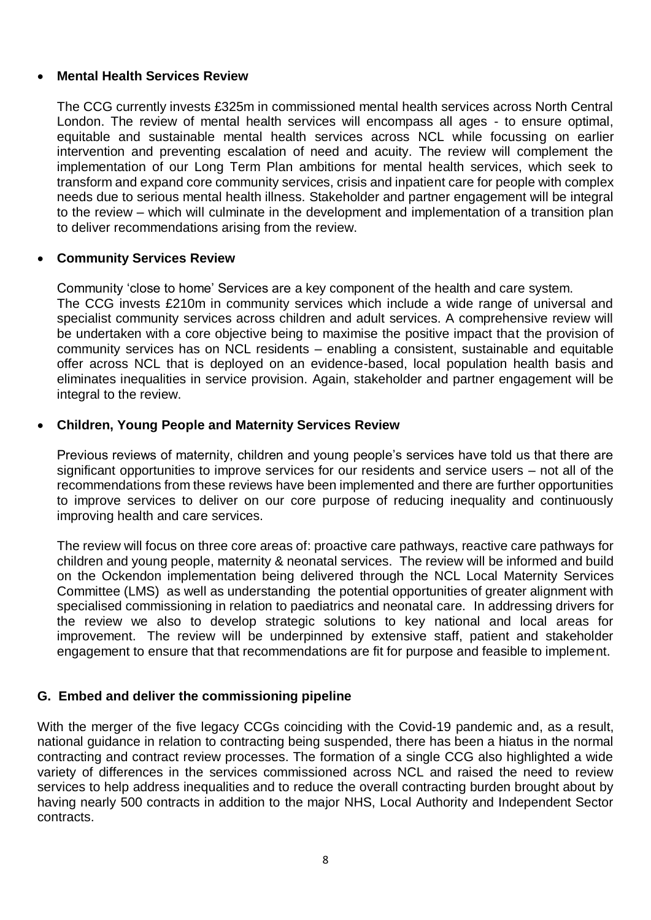- **Mental Health Services Review**

  The CCG currently invests £325m in commissioned mental health services across North Central London. The review of mental health services will encompass all ages - to ensure optimal, equitable and sustainable mental health services across NCL while focussing on earlier intervention and preventing escalation of need and acuity. The review will complement the implementation of our Long Term Plan ambitions for mental health services, which seek to transform and expand core community services, crisis and inpatient care for people with complex needs due to serious mental health illness. Stakeholder and partner engagement will be integral to the review – which will culminate in the development and implementation of a transition plan to deliver recommendations arising from the review.

- **Community Services Review**

  Community 'close to home' Services are a key component of the health and care system. The CCG invests £210m in community services which include a wide range of universal and specialist community services across children and adult services. A comprehensive review will be undertaken with a core objective being to maximise the positive impact that the provision of community services has on NCL residents – enabling a consistent, sustainable and equitable offer across NCL that is deployed on an evidence-based, local population health basis and eliminates inequalities in service provision. Again, stakeholder and partner engagement will be integral to the review.

- **Children, Young People and Maternity Services Review**

  Previous reviews of maternity, children and young people's services have told us that there are significant opportunities to improve services for our residents and service users – not all of the recommendations from these reviews have been implemented and there are further opportunities to improve services to deliver on our core purpose of reducing inequality and continuously improving health and care services.

  The review will focus on three core areas of: proactive care pathways, reactive care pathways for children and young people, maternity & neonatal services. The review will be informed and build on the Ockendon implementation being delivered through the NCL Local Maternity Services Committee (LMS) as well as understanding the potential opportunities of greater alignment with specialised commissioning in relation to paediatrics and neonatal care. In addressing drivers for the review we also to develop strategic solutions to key national and local areas for improvement. The review will be underpinned by extensive staff, patient and stakeholder engagement to ensure that that recommendations are fit for purpose and feasible to implement.

## G. Embed and deliver the commissioning pipeline

With the merger of the five legacy CCGs coinciding with the Covid-19 pandemic and, as a result, national guidance in relation to contracting being suspended, there has been a hiatus in the normal contracting and contract review processes. The formation of a single CCG also highlighted a wide variety of differences in the services commissioned across NCL and raised the need to review services to help address inequalities and to reduce the overall contracting burden brought about by having nearly 500 contracts in addition to the major NHS, Local Authority and Independent Sector contracts.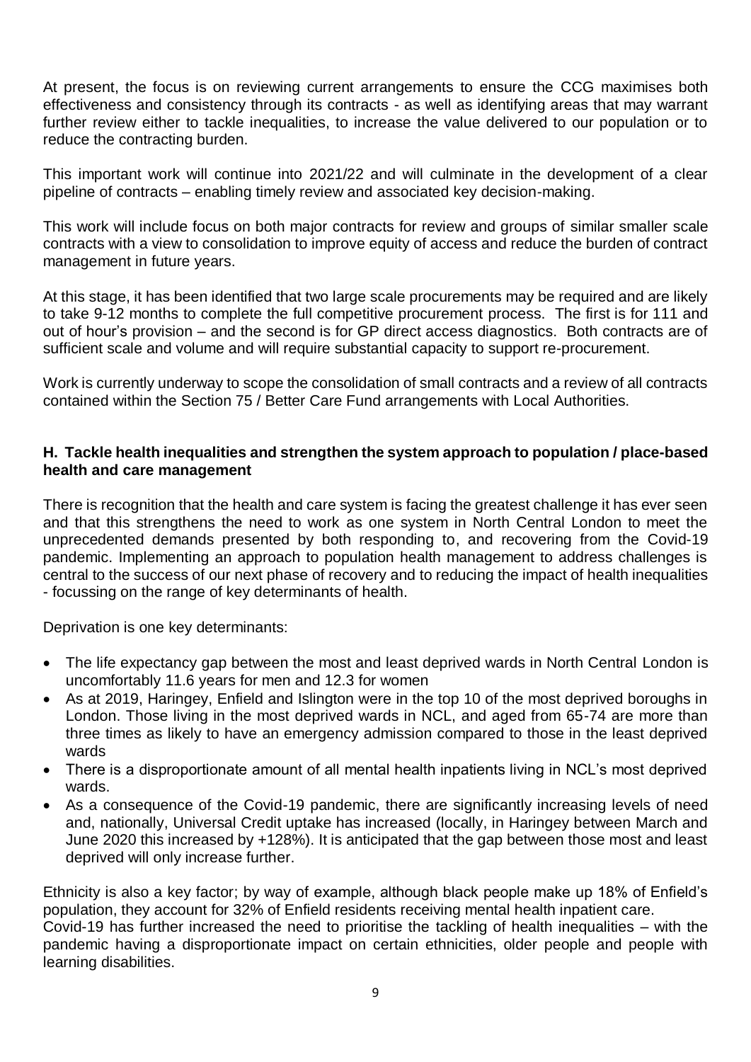At present, the focus is on reviewing current arrangements to ensure the CCG maximises both effectiveness and consistency through its contracts - as well as identifying areas that may warrant further review either to tackle inequalities, to increase the value delivered to our population or to reduce the contracting burden.

This important work will continue into 2021/22 and will culminate in the development of a clear pipeline of contracts – enabling timely review and associated key decision-making.

This work will include focus on both major contracts for review and groups of similar smaller scale contracts with a view to consolidation to improve equity of access and reduce the burden of contract management in future years.

At this stage, it has been identified that two large scale procurements may be required and are likely to take 9-12 months to complete the full competitive procurement process. The first is for 111 and out of hour's provision – and the second is for GP direct access diagnostics. Both contracts are of sufficient scale and volume and will require substantial capacity to support re-procurement.

Work is currently underway to scope the consolidation of small contracts and a review of all contracts contained within the Section 75 / Better Care Fund arrangements with Local Authorities.

## H. Tackle health inequalities and strengthen the system approach to population / place-based health and care management

There is recognition that the health and care system is facing the greatest challenge it has ever seen and that this strengthens the need to work as one system in North Central London to meet the unprecedented demands presented by both responding to, and recovering from the Covid-19 pandemic. Implementing an approach to population health management to address challenges is central to the success of our next phase of recovery and to reducing the impact of health inequalities - focussing on the range of key determinants of health.

Deprivation is one key determinants:

- The life expectancy gap between the most and least deprived wards in North Central London is uncomfortably 11.6 years for men and 12.3 for women
- As at 2019, Haringey, Enfield and Islington were in the top 10 of the most deprived boroughs in London. Those living in the most deprived wards in NCL, and aged from 65-74 are more than three times as likely to have an emergency admission compared to those in the least deprived wards
- There is a disproportionate amount of all mental health inpatients living in NCL's most deprived wards.
- As a consequence of the Covid-19 pandemic, there are significantly increasing levels of need and, nationally, Universal Credit uptake has increased (locally, in Haringey between March and June 2020 this increased by +128%). It is anticipated that the gap between those most and least deprived will only increase further.

Ethnicity is also a key factor; by way of example, although black people make up 18% of Enfield's population, they account for 32% of Enfield residents receiving mental health inpatient care.
Covid-19 has further increased the need to prioritise the tackling of health inequalities – with the pandemic having a disproportionate impact on certain ethnicities, older people and people with learning disabilities.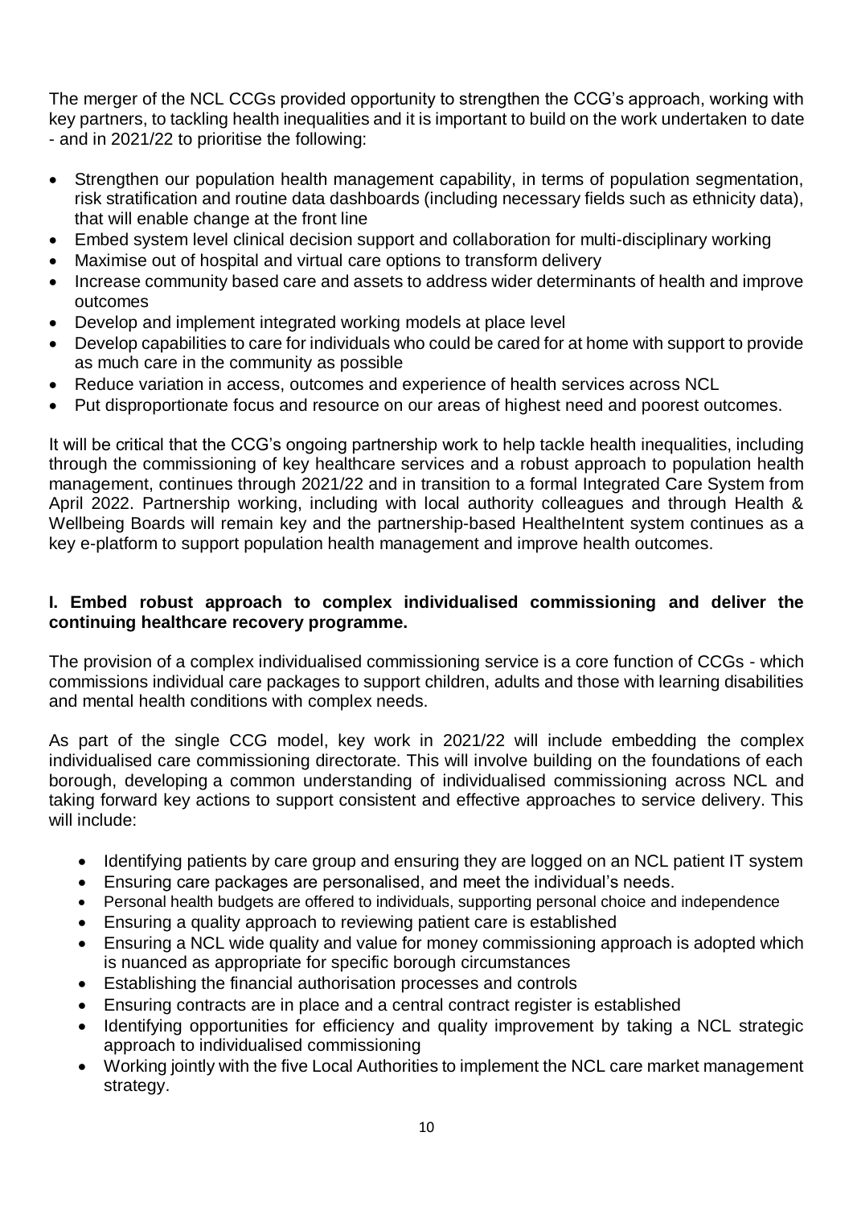The merger of the NCL CCGs provided opportunity to strengthen the CCG's approach, working with key partners, to tackling health inequalities and it is important to build on the work undertaken to date - and in 2021/22 to prioritise the following:

- Strengthen our population health management capability, in terms of population segmentation, risk stratification and routine data dashboards (including necessary fields such as ethnicity data), that will enable change at the front line
- Embed system level clinical decision support and collaboration for multi-disciplinary working
- Maximise out of hospital and virtual care options to transform delivery
- Increase community based care and assets to address wider determinants of health and improve outcomes
- Develop and implement integrated working models at place level
- Develop capabilities to care for individuals who could be cared for at home with support to provide as much care in the community as possible
- Reduce variation in access, outcomes and experience of health services across NCL
- Put disproportionate focus and resource on our areas of highest need and poorest outcomes.

It will be critical that the CCG's ongoing partnership work to help tackle health inequalities, including through the commissioning of key healthcare services and a robust approach to population health management, continues through 2021/22 and in transition to a formal Integrated Care System from April 2022. Partnership working, including with local authority colleagues and through Health & Wellbeing Boards will remain key and the partnership-based HealtheIntent system continues as a key e-platform to support population health management and improve health outcomes.

**I. Embed robust approach to complex individualised commissioning and deliver the continuing healthcare recovery programme.**

The provision of a complex individualised commissioning service is a core function of CCGs - which commissions individual care packages to support children, adults and those with learning disabilities and mental health conditions with complex needs.

As part of the single CCG model, key work in 2021/22 will include embedding the complex individualised care commissioning directorate. This will involve building on the foundations of each borough, developing a common understanding of individualised commissioning across NCL and taking forward key actions to support consistent and effective approaches to service delivery. This will include:

- Identifying patients by care group and ensuring they are logged on an NCL patient IT system
- Ensuring care packages are personalised, and meet the individual's needs.
- Personal health budgets are offered to individuals, supporting personal choice and independence
- Ensuring a quality approach to reviewing patient care is established
- Ensuring a NCL wide quality and value for money commissioning approach is adopted which is nuanced as appropriate for specific borough circumstances
- Establishing the financial authorisation processes and controls
- Ensuring contracts are in place and a central contract register is established
- Identifying opportunities for efficiency and quality improvement by taking a NCL strategic approach to individualised commissioning
- Working jointly with the five Local Authorities to implement the NCL care market management strategy.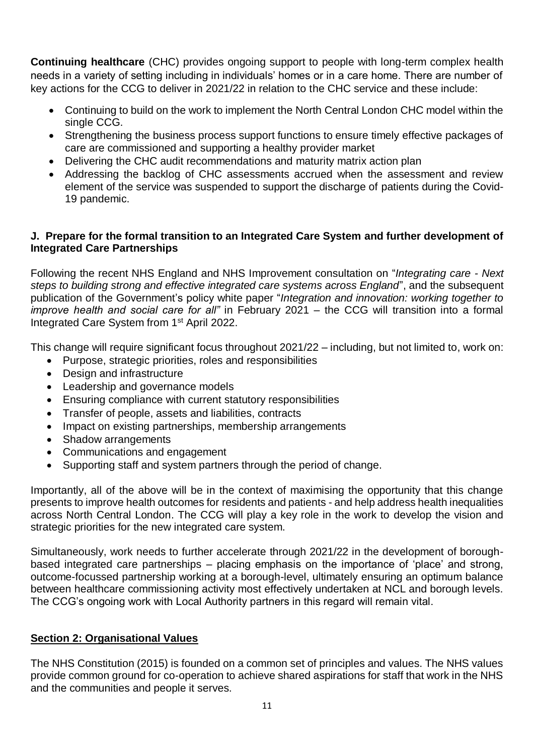**Continuing healthcare** (CHC) provides ongoing support to people with long-term complex health needs in a variety of setting including in individuals' homes or in a care home. There are number of key actions for the CCG to deliver in 2021/22 in relation to the CHC service and these include:

- Continuing to build on the work to implement the North Central London CHC model within the single CCG.
- Strengthening the business process support functions to ensure timely effective packages of care are commissioned and supporting a healthy provider market
- Delivering the CHC audit recommendations and maturity matrix action plan
- Addressing the backlog of CHC assessments accrued when the assessment and review element of the service was suspended to support the discharge of patients during the Covid-19 pandemic.

### J. Prepare for the formal transition to an Integrated Care System and further development of Integrated Care Partnerships

Following the recent NHS England and NHS Improvement consultation on "*Integrating care - Next steps to building strong and effective integrated care systems across England*", and the subsequent publication of the Government's policy white paper "*Integration and innovation: working together to improve health and social care for all"* in February 2021 – the CCG will transition into a formal Integrated Care System from 1st April 2022.

This change will require significant focus throughout 2021/22 – including, but not limited to, work on:

- Purpose, strategic priorities, roles and responsibilities
- Design and infrastructure
- Leadership and governance models
- Ensuring compliance with current statutory responsibilities
- Transfer of people, assets and liabilities, contracts
- Impact on existing partnerships, membership arrangements
- Shadow arrangements
- Communications and engagement
- Supporting staff and system partners through the period of change.

Importantly, all of the above will be in the context of maximising the opportunity that this change presents to improve health outcomes for residents and patients - and help address health inequalities across North Central London. The CCG will play a key role in the work to develop the vision and strategic priorities for the new integrated care system.

Simultaneously, work needs to further accelerate through 2021/22 in the development of borough-based integrated care partnerships – placing emphasis on the importance of 'place' and strong, outcome-focussed partnership working at a borough-level, ultimately ensuring an optimum balance between healthcare commissioning activity most effectively undertaken at NCL and borough levels. The CCG's ongoing work with Local Authority partners in this regard will remain vital.

## Section 2: Organisational Values

The NHS Constitution (2015) is founded on a common set of principles and values. The NHS values provide common ground for co-operation to achieve shared aspirations for staff that work in the NHS and the communities and people it serves.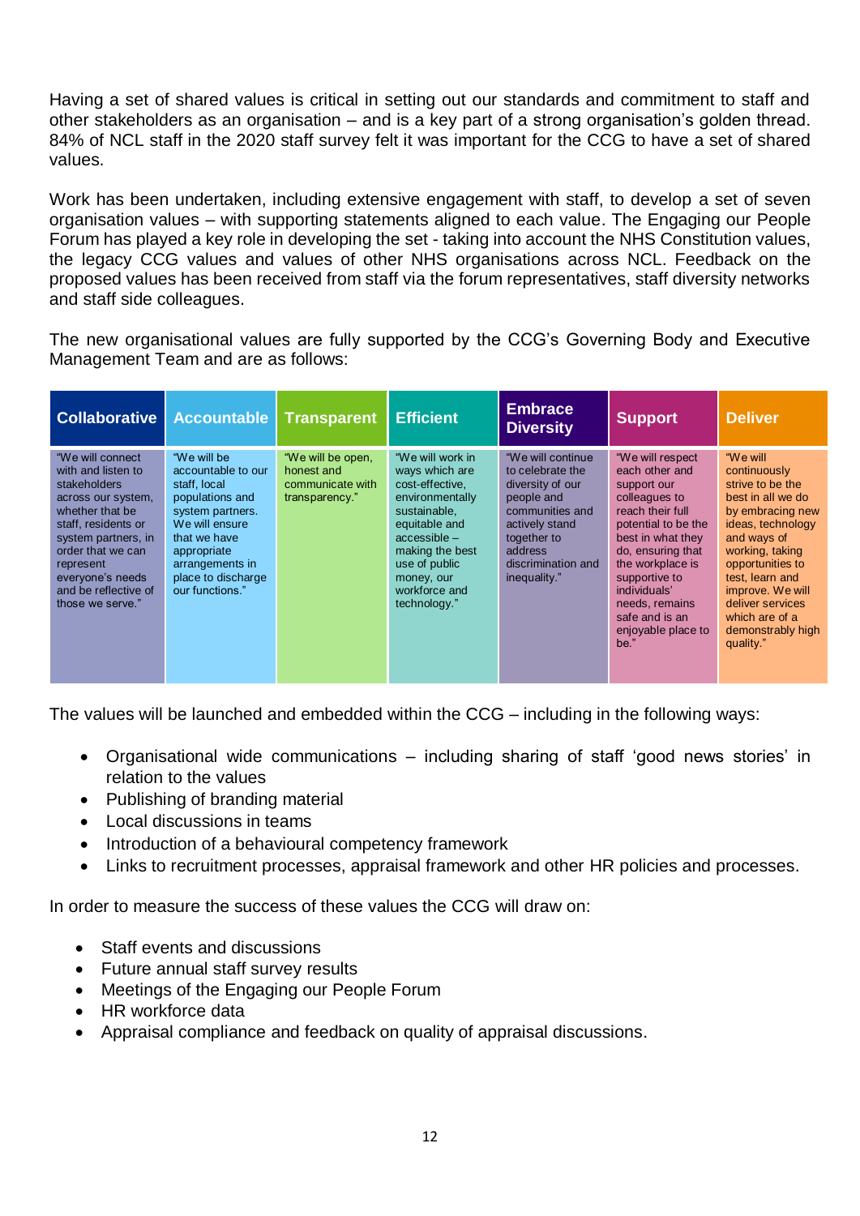Having a set of shared values is critical in setting out our standards and commitment to staff and other stakeholders as an organisation – and is a key part of a strong organisation's golden thread. 84% of NCL staff in the 2020 staff survey felt it was important for the CCG to have a set of shared values.

Work has been undertaken, including extensive engagement with staff, to develop a set of seven organisation values – with supporting statements aligned to each value. The Engaging our People Forum has played a key role in developing the set - taking into account the NHS Constitution values, the legacy CCG values and values of other NHS organisations across NCL. Feedback on the proposed values has been received from staff via the forum representatives, staff diversity networks and staff side colleagues.

The new organisational values are fully supported by the CCG's Governing Body and Executive Management Team and are as follows:

| Collaborative | Accountable | Transparent | Efficient | Embrace Diversity | Support | Deliver |
|---|---|---|---|---|---|---|
| "We will connect with and listen to stakeholders across our system, whether that be staff, residents or system partners, in order that we can represent everyone's needs and be reflective of those we serve." | "We will be accountable to our staff, local populations and system partners. We will ensure that we have appropriate arrangements in place to discharge our functions." | "We will be open, honest and communicate with transparency." | "We will work in ways which are cost-effective, environmentally sustainable, equitable and accessible – making the best use of public money, our workforce and technology." | "We will continue to celebrate the diversity of our people and communities and actively stand together to address discrimination and inequality." | "We will respect each other and support our colleagues to reach their full potential to be the best in what they do, ensuring that the workplace is supportive to individuals' needs, remains safe and is an enjoyable place to be." | "We will continuously strive to be the best in all we do by embracing new ideas, technology and ways of working, taking opportunities to test, learn and improve. We will deliver services which are of a demonstrably high quality." |

The values will be launched and embedded within the CCG – including in the following ways:

- Organisational wide communications – including sharing of staff 'good news stories' in relation to the values
- Publishing of branding material
- Local discussions in teams
- Introduction of a behavioural competency framework
- Links to recruitment processes, appraisal framework and other HR policies and processes.

In order to measure the success of these values the CCG will draw on:

- Staff events and discussions
- Future annual staff survey results
- Meetings of the Engaging our People Forum
- HR workforce data
- Appraisal compliance and feedback on quality of appraisal discussions.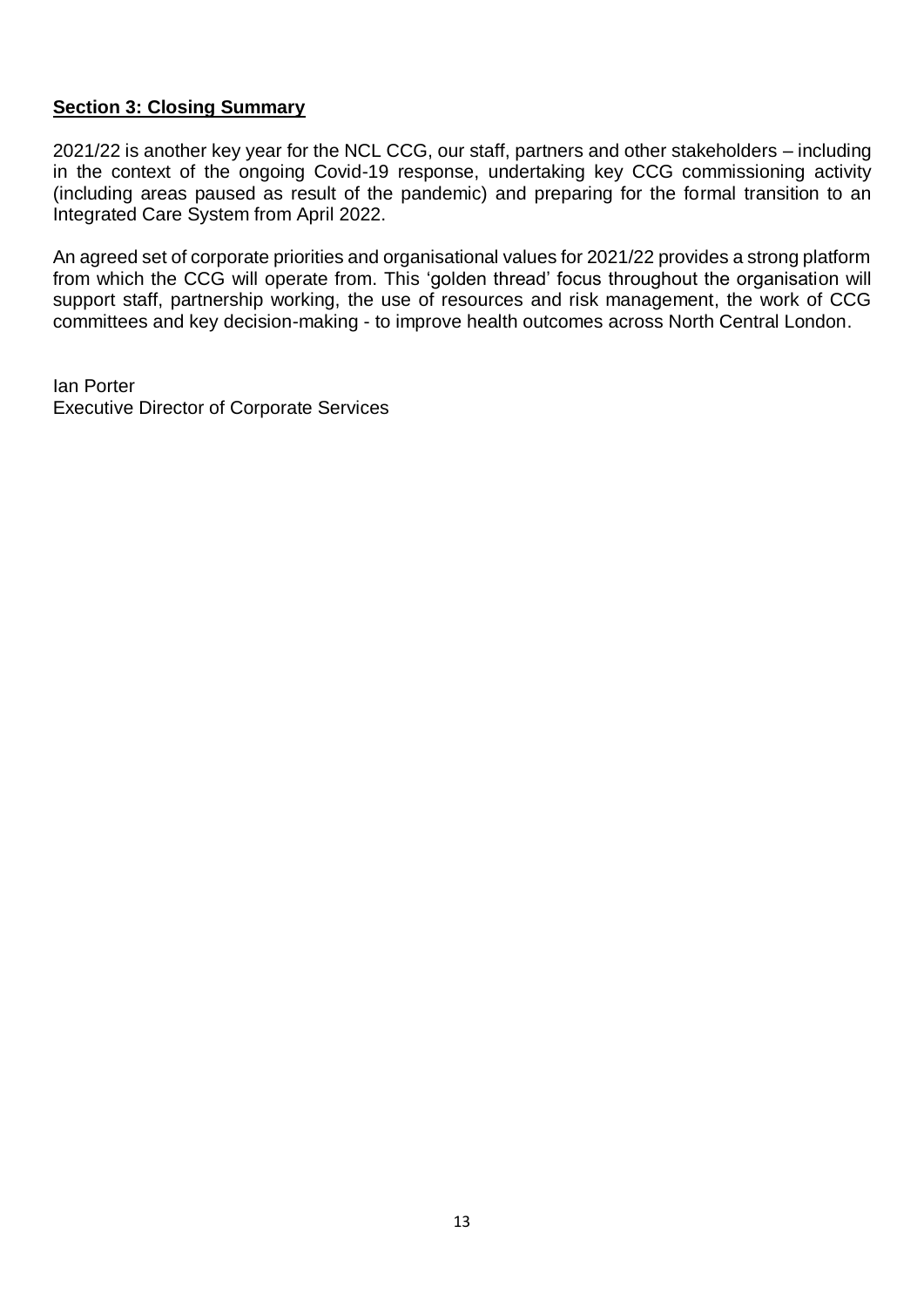**Section 3: Closing Summary**

2021/22 is another key year for the NCL CCG, our staff, partners and other stakeholders – including in the context of the ongoing Covid-19 response, undertaking key CCG commissioning activity (including areas paused as result of the pandemic) and preparing for the formal transition to an Integrated Care System from April 2022.

An agreed set of corporate priorities and organisational values for 2021/22 provides a strong platform from which the CCG will operate from. This 'golden thread' focus throughout the organisation will support staff, partnership working, the use of resources and risk management, the work of CCG committees and key decision-making - to improve health outcomes across North Central London.

Ian Porter
Executive Director of Corporate Services